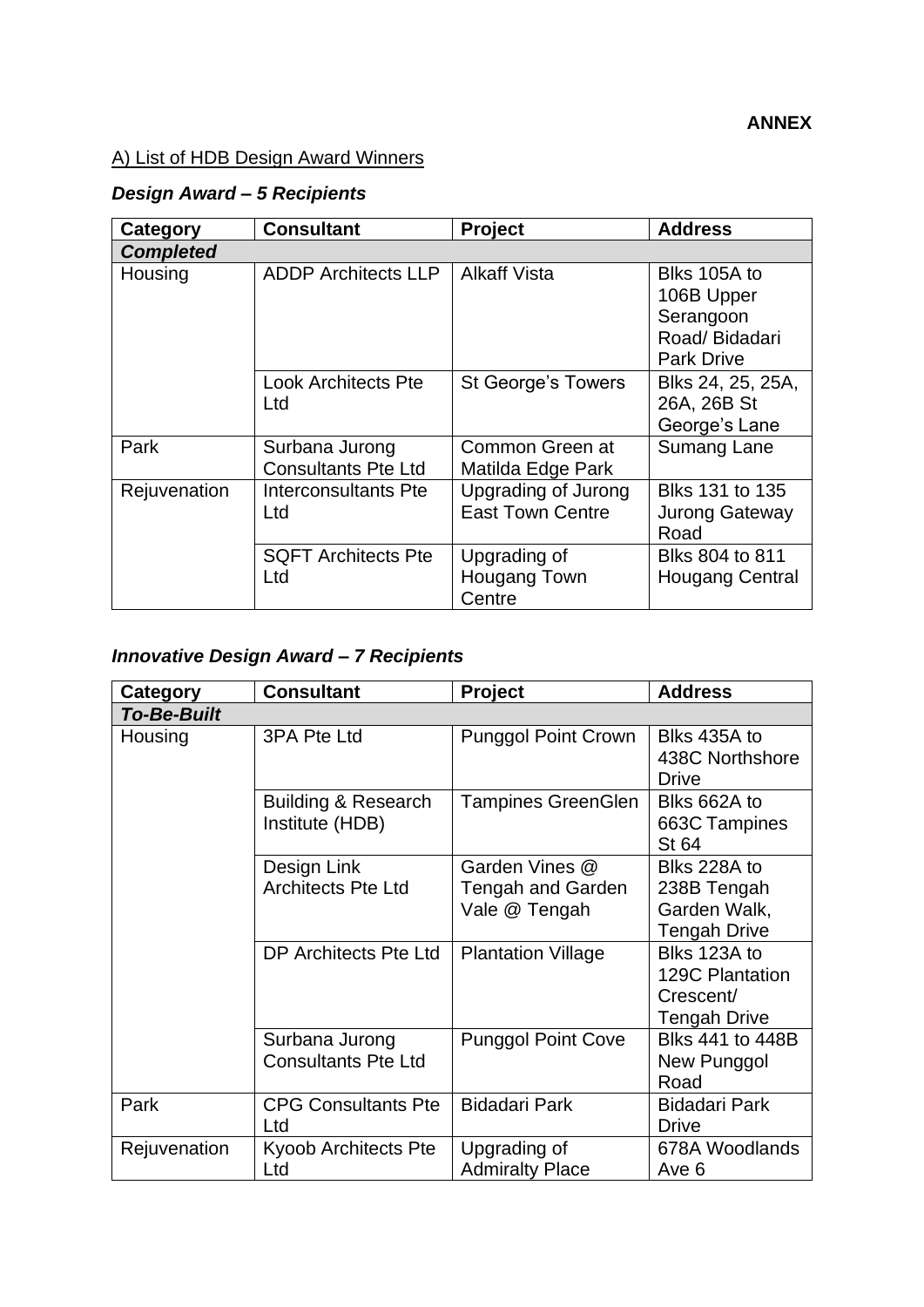**ANNEX**

A) List of HDB Design Award Winners

### *Design Award – 5 Recipients*

| Category | Consultant | Project | Address |
|---|---|---|---|
| ***Completed*** | | | |
| Housing | ADDP Architects LLP | Alkaff Vista | Blks 105A to 106B Upper Serangoon Road/ Bidadari Park Drive |
| | Look Architects Pte Ltd | St George's Towers | Blks 24, 25, 25A, 26A, 26B St George's Lane |
| Park | Surbana Jurong Consultants Pte Ltd | Common Green at Matilda Edge Park | Sumang Lane |
| Rejuvenation | Interconsultants Pte Ltd | Upgrading of Jurong East Town Centre | Blks 131 to 135 Jurong Gateway Road |
| | SQFT Architects Pte Ltd | Upgrading of Hougang Town Centre | Blks 804 to 811 Hougang Central |

### *Innovative Design Award – 7 Recipients*

| Category | Consultant | Project | Address |
|---|---|---|---|
| ***To-Be-Built*** | | | |
| Housing | 3PA Pte Ltd | Punggol Point Crown | Blks 435A to 438C Northshore Drive |
| | Building & Research Institute (HDB) | Tampines GreenGlen | Blks 662A to 663C Tampines St 64 |
| | Design Link Architects Pte Ltd | Garden Vines @ Tengah and Garden Vale @ Tengah | Blks 228A to 238B Tengah Garden Walk, Tengah Drive |
| | DP Architects Pte Ltd | Plantation Village | Blks 123A to 129C Plantation Crescent/ Tengah Drive |
| | Surbana Jurong Consultants Pte Ltd | Punggol Point Cove | Blks 441 to 448B New Punggol Road |
| Park | CPG Consultants Pte Ltd | Bidadari Park | Bidadari Park Drive |
| Rejuvenation | Kyoob Architects Pte Ltd | Upgrading of Admiralty Place | 678A Woodlands Ave 6 |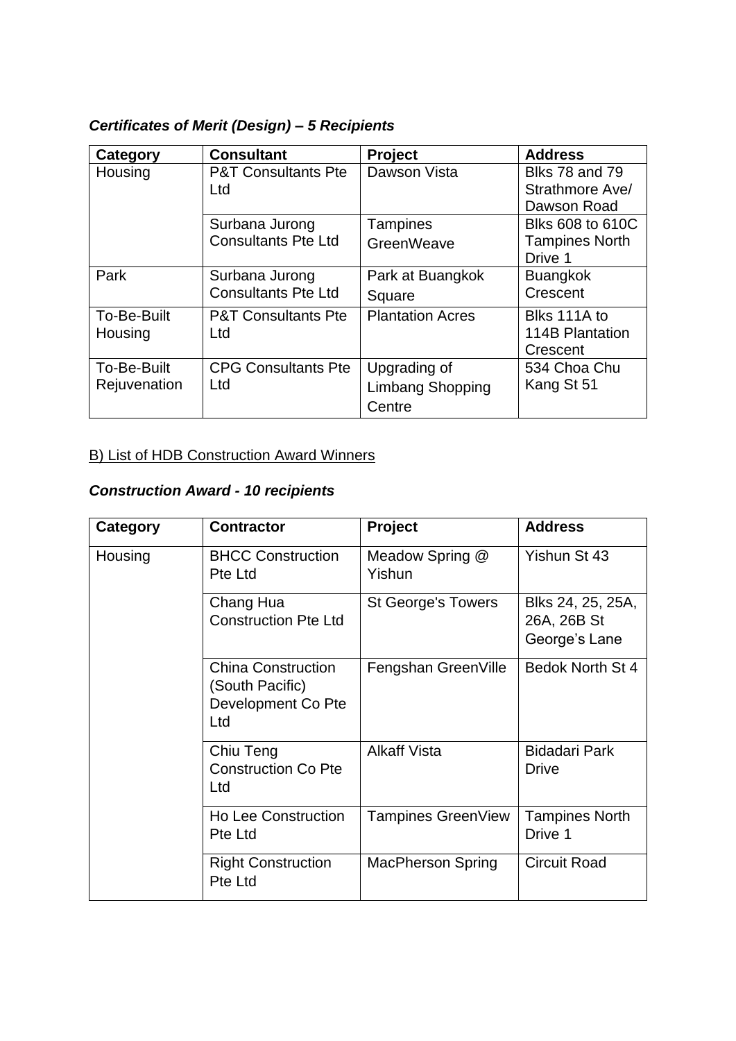***Certificates of Merit (Design) – 5 Recipients***

| Category | Consultant | Project | Address |
|---|---|---|---|
| Housing | P&T Consultants Pte Ltd | Dawson Vista | Blks 78 and 79 Strathmore Ave/ Dawson Road |
| | Surbana Jurong Consultants Pte Ltd | Tampines GreenWeave | Blks 608 to 610C Tampines North Drive 1 |
| Park | Surbana Jurong Consultants Pte Ltd | Park at Buangkok Square | Buangkok Crescent |
| To-Be-Built Housing | P&T Consultants Pte Ltd | Plantation Acres | Blks 111A to 114B Plantation Crescent |
| To-Be-Built Rejuvenation | CPG Consultants Pte Ltd | Upgrading of Limbang Shopping Centre | 534 Choa Chu Kang St 51 |

B) List of HDB Construction Award Winners

***Construction Award - 10 recipients***

| Category | Contractor | Project | Address |
|---|---|---|---|
| Housing | BHCC Construction Pte Ltd | Meadow Spring @ Yishun | Yishun St 43 |
| | Chang Hua Construction Pte Ltd | St George's Towers | Blks 24, 25, 25A, 26A, 26B St George's Lane |
| | China Construction (South Pacific) Development Co Pte Ltd | Fengshan GreenVille | Bedok North St 4 |
| | Chiu Teng Construction Co Pte Ltd | Alkaff Vista | Bidadari Park Drive |
| | Ho Lee Construction Pte Ltd | Tampines GreenView | Tampines North Drive 1 |
| | Right Construction Pte Ltd | MacPherson Spring | Circuit Road |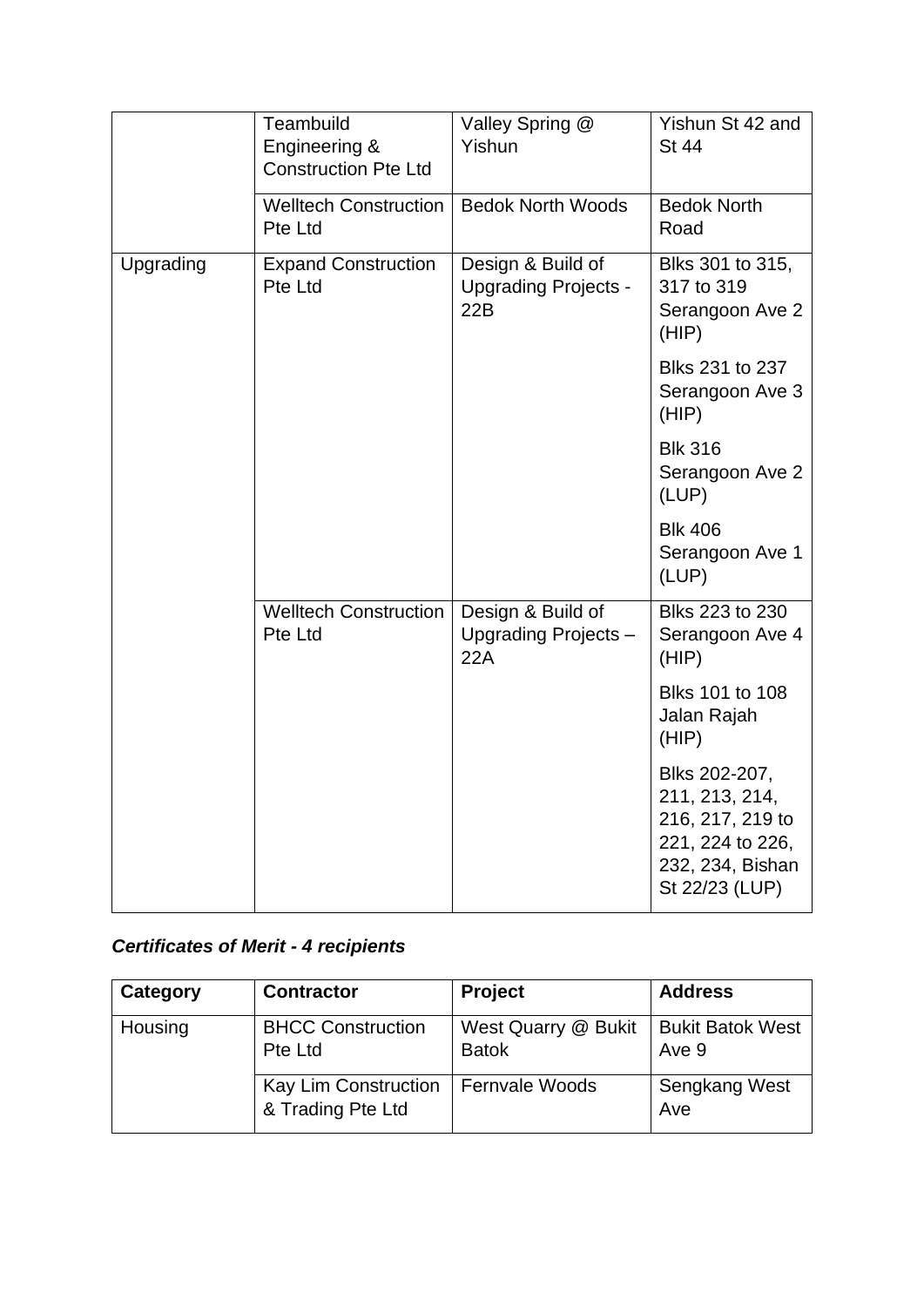| | | | |
|---|---|---|---|
| | Teambuild Engineering & Construction Pte Ltd | Valley Spring @ Yishun | Yishun St 42 and St 44 |
| | Welltech Construction Pte Ltd | Bedok North Woods | Bedok North Road |
| Upgrading | Expand Construction Pte Ltd | Design & Build of Upgrading Projects - 22B | Blks 301 to 315, 317 to 319 Serangoon Ave 2 (HIP) |
| | | | Blks 231 to 237 Serangoon Ave 3 (HIP) |
| | | | Blk 316 Serangoon Ave 2 (LUP) |
| | | | Blk 406 Serangoon Ave 1 (LUP) |
| | Welltech Construction Pte Ltd | Design & Build of Upgrading Projects – 22A | Blks 223 to 230 Serangoon Ave 4 (HIP) |
| | | | Blks 101 to 108 Jalan Rajah (HIP) |
| | | | Blks 202-207, 211, 213, 214, 216, 217, 219 to 221, 224 to 226, 232, 234, Bishan St 22/23 (LUP) |

***Certificates of Merit - 4 recipients***

| Category | Contractor | Project | Address |
|---|---|---|---|
| Housing | BHCC Construction Pte Ltd | West Quarry @ Bukit Batok | Bukit Batok West Ave 9 |
| | Kay Lim Construction & Trading Pte Ltd | Fernvale Woods | Sengkang West Ave |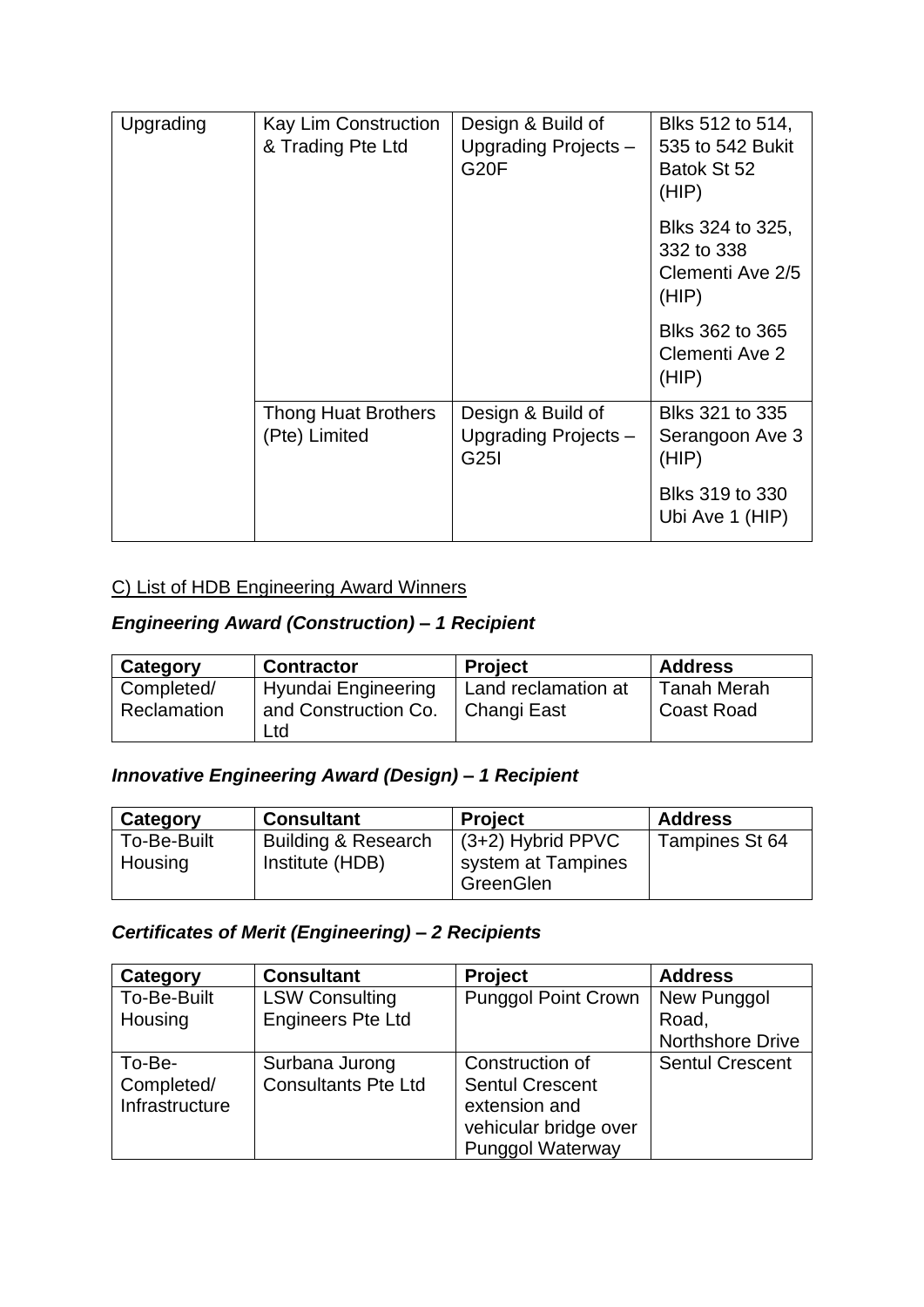| | | | |
|---|---|---|---|
| Upgrading | Kay Lim Construction & Trading Pte Ltd | Design & Build of Upgrading Projects – G20F | Blks 512 to 514, 535 to 542 Bukit Batok St 52 (HIP) |
| | | | Blks 324 to 325, 332 to 338 Clementi Ave 2/5 (HIP) |
| | | | Blks 362 to 365 Clementi Ave 2 (HIP) |
| | Thong Huat Brothers (Pte) Limited | Design & Build of Upgrading Projects – G25I | Blks 321 to 335 Serangoon Ave 3 (HIP) |
| | | | Blks 319 to 330 Ubi Ave 1 (HIP) |

<u>C) List of HDB Engineering Award Winners</u>

***Engineering Award (Construction) – 1 Recipient***

| Category | Contractor | Project | Address |
|---|---|---|---|
| Completed/ Reclamation | Hyundai Engineering and Construction Co. Ltd | Land reclamation at Changi East | Tanah Merah Coast Road |

***Innovative Engineering Award (Design) – 1 Recipient***

| Category | Consultant | Project | Address |
|---|---|---|---|
| To-Be-Built Housing | Building & Research Institute (HDB) | (3+2) Hybrid PPVC system at Tampines GreenGlen | Tampines St 64 |

***Certificates of Merit (Engineering) – 2 Recipients***

| Category | Consultant | Project | Address |
|---|---|---|---|
| To-Be-Built Housing | LSW Consulting Engineers Pte Ltd | Punggol Point Crown | New Punggol Road, Northshore Drive |
| To-Be-Completed/ Infrastructure | Surbana Jurong Consultants Pte Ltd | Construction of Sentul Crescent extension and vehicular bridge over Punggol Waterway | Sentul Crescent |